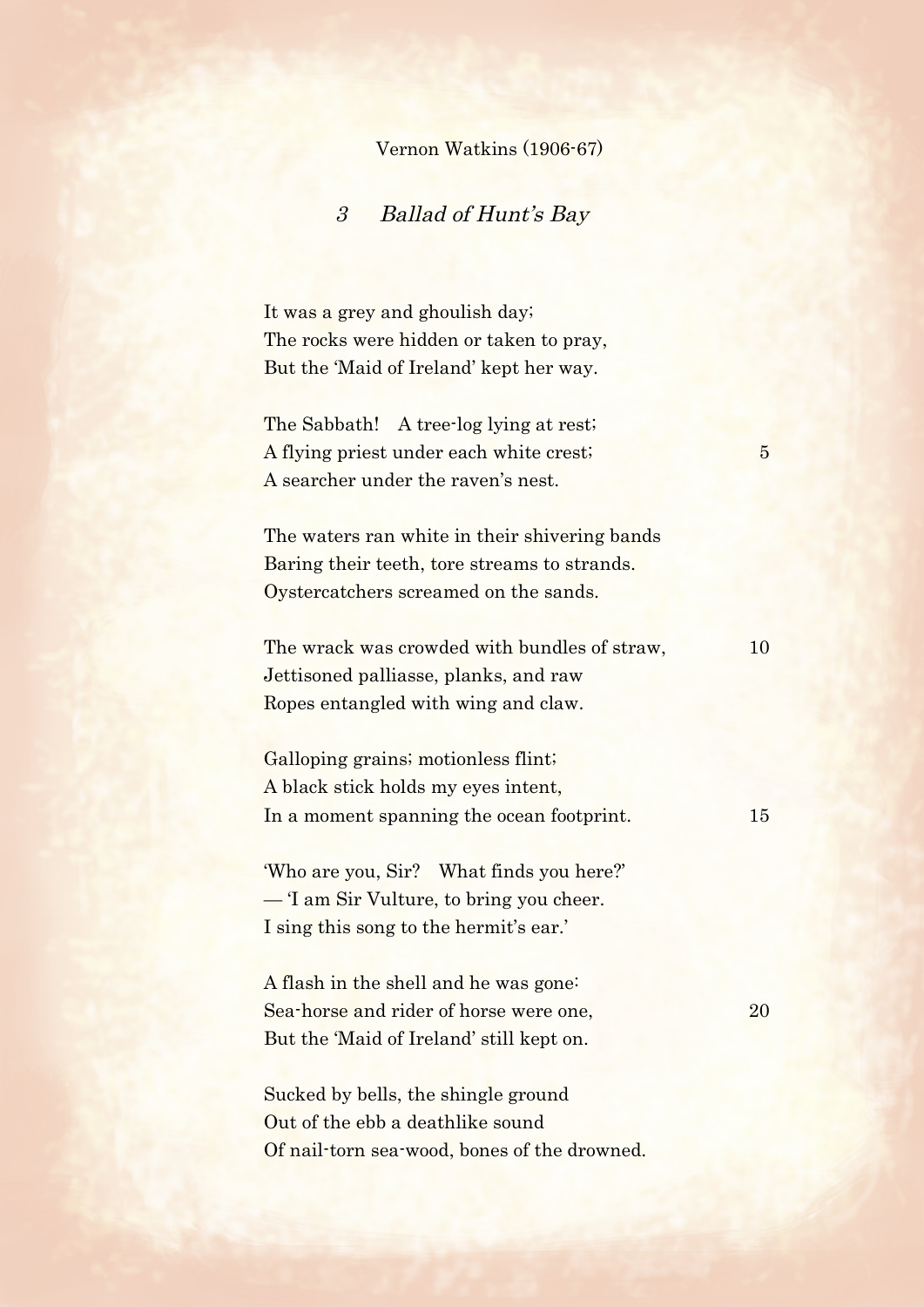Vernon Watkins (1906-67)

## *3 Ballad of Hunt's Bay*

It was a grey and ghoulish day;  
The rocks were hidden or taken to pray,  
But the 'Maid of Ireland' kept her way.

The Sabbath! A tree-log lying at rest;  
A flying priest under each white crest; 5  
A searcher under the raven's nest.

The waters ran white in their shivering bands  
Baring their teeth, tore streams to strands.  
Oystercatchers screamed on the sands.

The wrack was crowded with bundles of straw, 10  
Jettisoned palliasse, planks, and raw  
Ropes entangled with wing and claw.

Galloping grains; motionless flint;  
A black stick holds my eyes intent,  
In a moment spanning the ocean footprint. 15

'Who are you, Sir? What finds you here?'  
— 'I am Sir Vulture, to bring you cheer.  
I sing this song to the hermit's ear.'

A flash in the shell and he was gone:  
Sea-horse and rider of horse were one, 20  
But the 'Maid of Ireland' still kept on.

Sucked by bells, the shingle ground  
Out of the ebb a deathlike sound  
Of nail-torn sea-wood, bones of the drowned.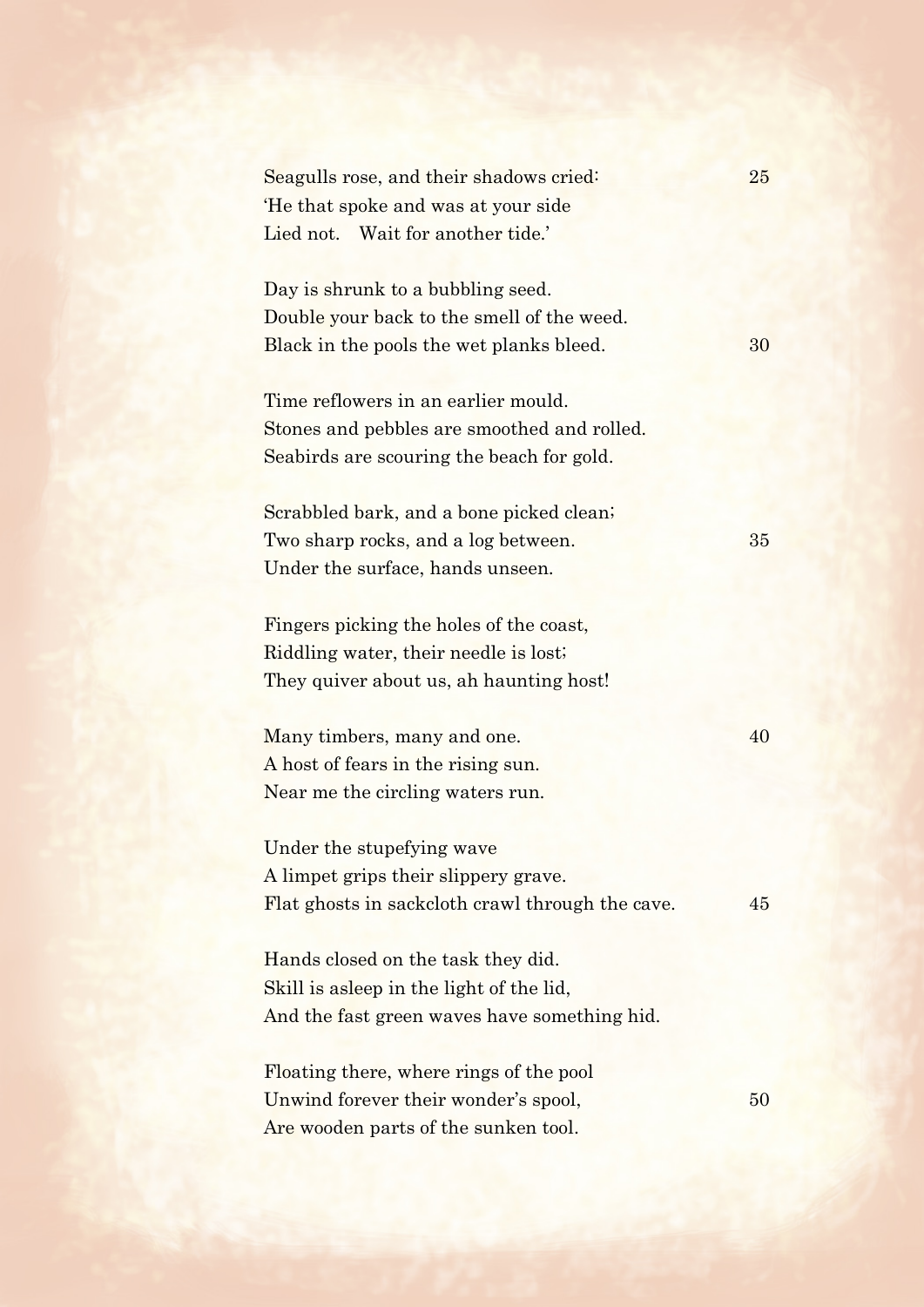Seagulls rose, and their shadows cried:
'He that spoke and was at your side
Lied not. Wait for another tide.'

Day is shrunk to a bubbling seed.
Double your back to the smell of the weed.
Black in the pools the wet planks bleed.

Time reflowers in an earlier mould.
Stones and pebbles are smoothed and rolled.
Seabirds are scouring the beach for gold.

Scrabbled bark, and a bone picked clean;
Two sharp rocks, and a log between.
Under the surface, hands unseen.

Fingers picking the holes of the coast,
Riddling water, their needle is lost;
They quiver about us, ah haunting host!

Many timbers, many and one.
A host of fears in the rising sun.
Near me the circling waters run.

Under the stupefying wave
A limpet grips their slippery grave.
Flat ghosts in sackcloth crawl through the cave.

Hands closed on the task they did.
Skill is asleep in the light of the lid,
And the fast green waves have something hid.

Floating there, where rings of the pool
Unwind forever their wonder's spool,
Are wooden parts of the sunken tool.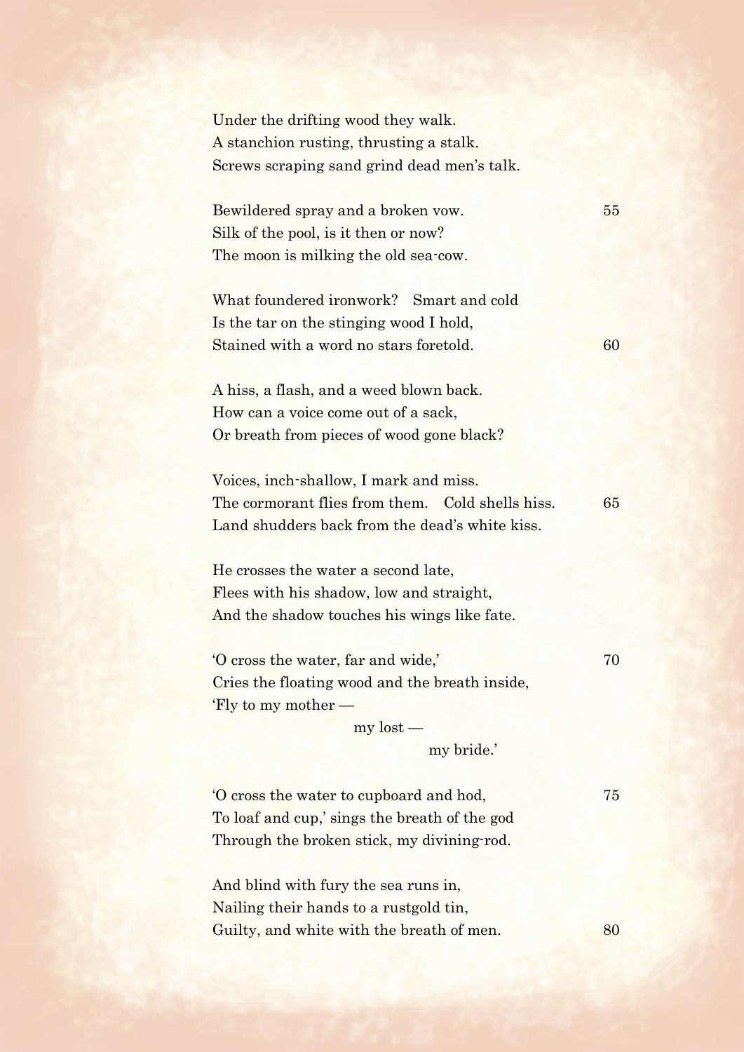Under the drifting wood they walk.
A stanchion rusting, thrusting a stalk.
Screws scraping sand grind dead men's talk.

Bewildered spray and a broken vow.
Silk of the pool, is it then or now?
The moon is milking the old sea-cow.

What foundered ironwork? Smart and cold
Is the tar on the stinging wood I hold,
Stained with a word no stars foretold.

A hiss, a flash, and a weed blown back.
How can a voice come out of a sack,
Or breath from pieces of wood gone black?

Voices, inch-shallow, I mark and miss.
The cormorant flies from them. Cold shells hiss.
Land shudders back from the dead's white kiss.

He crosses the water a second late,
Flees with his shadow, low and straight,
And the shadow touches his wings like fate.

'O cross the water, far and wide,'
Cries the floating wood and the breath inside,
'Fly to my mother —
my lost —
my bride.'

'O cross the water to cupboard and hod,
To loaf and cup,' sings the breath of the god
Through the broken stick, my divining-rod.

And blind with fury the sea runs in,
Nailing their hands to a rustgold tin,
Guilty, and white with the breath of men.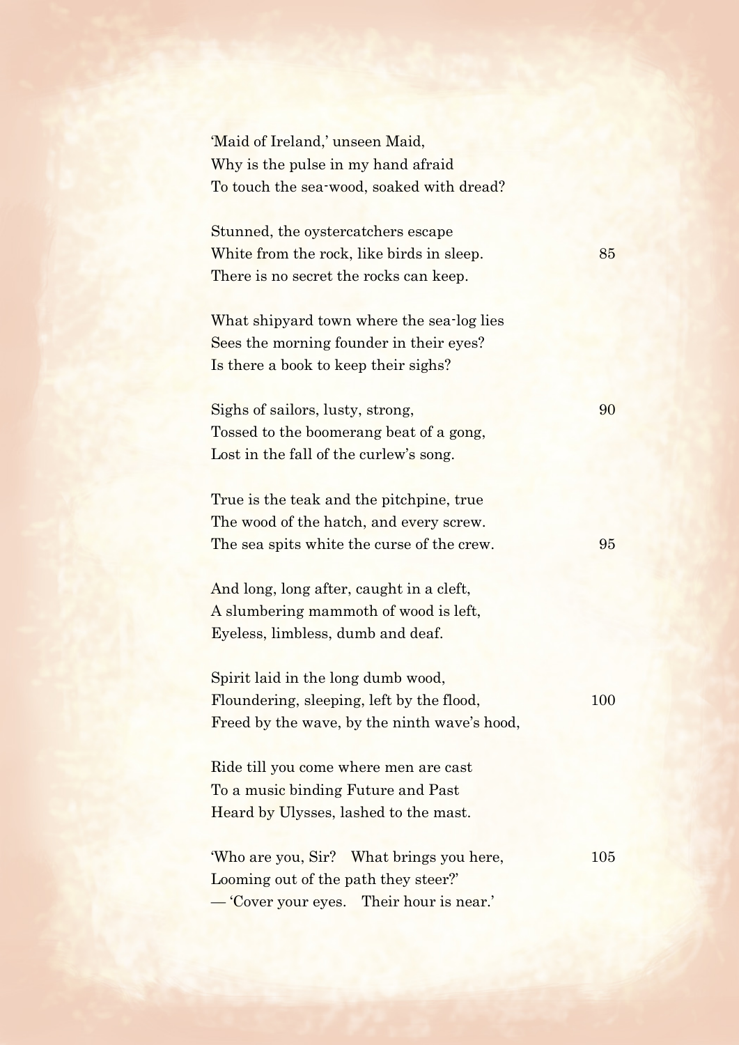'Maid of Ireland,' unseen Maid,
Why is the pulse in my hand afraid
To touch the sea-wood, soaked with dread?

Stunned, the oystercatchers escape
White from the rock, like birds in sleep. 85
There is no secret the rocks can keep.

What shipyard town where the sea-log lies
Sees the morning founder in their eyes?
Is there a book to keep their sighs?

Sighs of sailors, lusty, strong, 90
Tossed to the boomerang beat of a gong,
Lost in the fall of the curlew's song.

True is the teak and the pitchpine, true
The wood of the hatch, and every screw.
The sea spits white the curse of the crew. 95

And long, long after, caught in a cleft,
A slumbering mammoth of wood is left,
Eyeless, limbless, dumb and deaf.

Spirit laid in the long dumb wood,
Floundering, sleeping, left by the flood, 100
Freed by the wave, by the ninth wave's hood,

Ride till you come where men are cast
To a music binding Future and Past
Heard by Ulysses, lashed to the mast.

'Who are you, Sir? What brings you here, 105
Looming out of the path they steer?'
— 'Cover your eyes. Their hour is near.'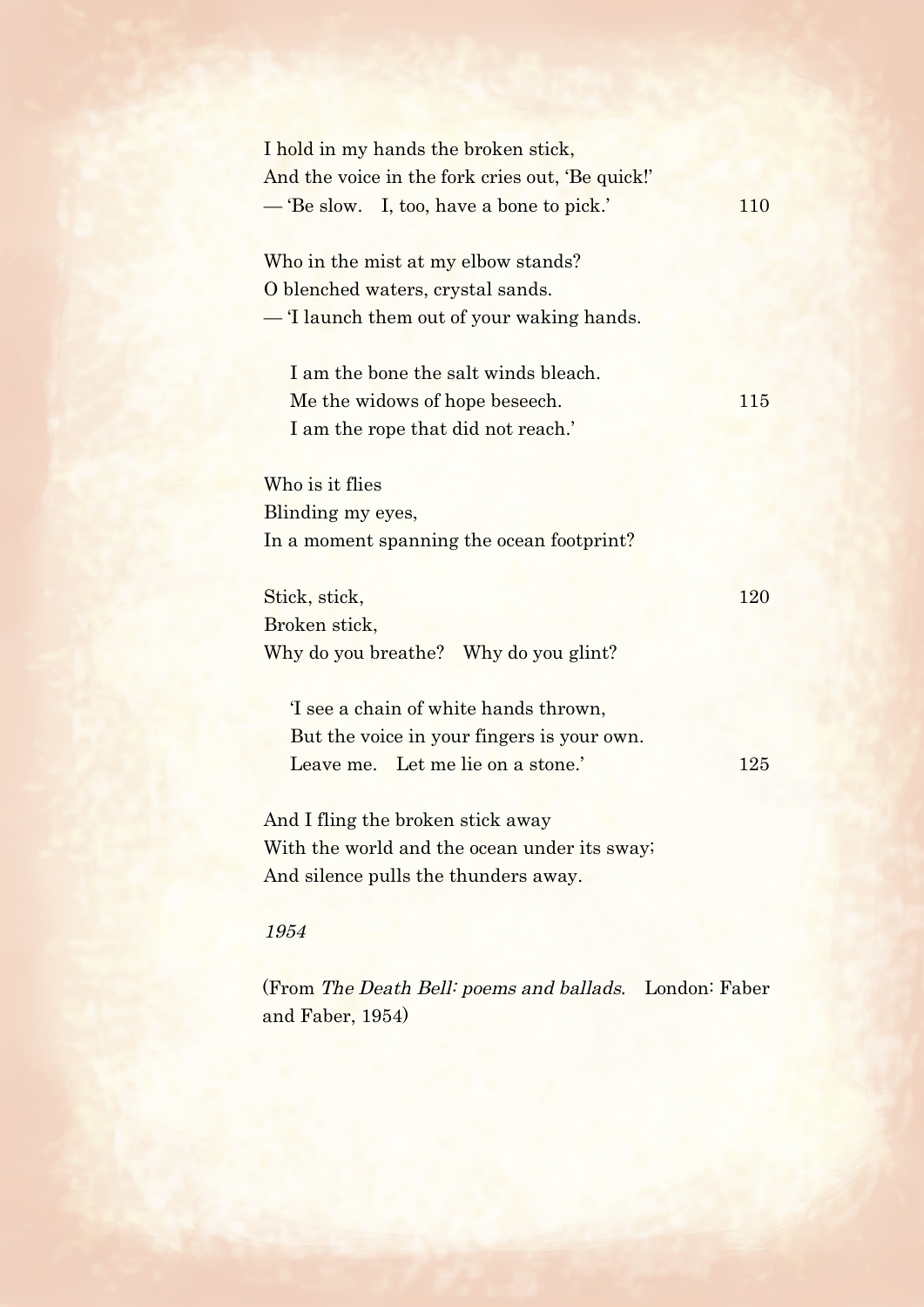I hold in my hands the broken stick,
And the voice in the fork cries out, 'Be quick!'
— 'Be slow. I, too, have a bone to pick.' 110

Who in the mist at my elbow stands?
O blenched waters, crystal sands.
— 'I launch them out of your waking hands.

   I am the bone the salt winds bleach.
   Me the widows of hope beseech. 115
   I am the rope that did not reach.'

Who is it flies
Blinding my eyes,
In a moment spanning the ocean footprint?

Stick, stick, 120
Broken stick,
Why do you breathe? Why do you glint?

   'I see a chain of white hands thrown,
   But the voice in your fingers is your own.
   Leave me. Let me lie on a stone.' 125

And I fling the broken stick away
With the world and the ocean under its sway;
And silence pulls the thunders away.

*1954*

(From *The Death Bell: poems and ballads*. London: Faber and Faber, 1954)